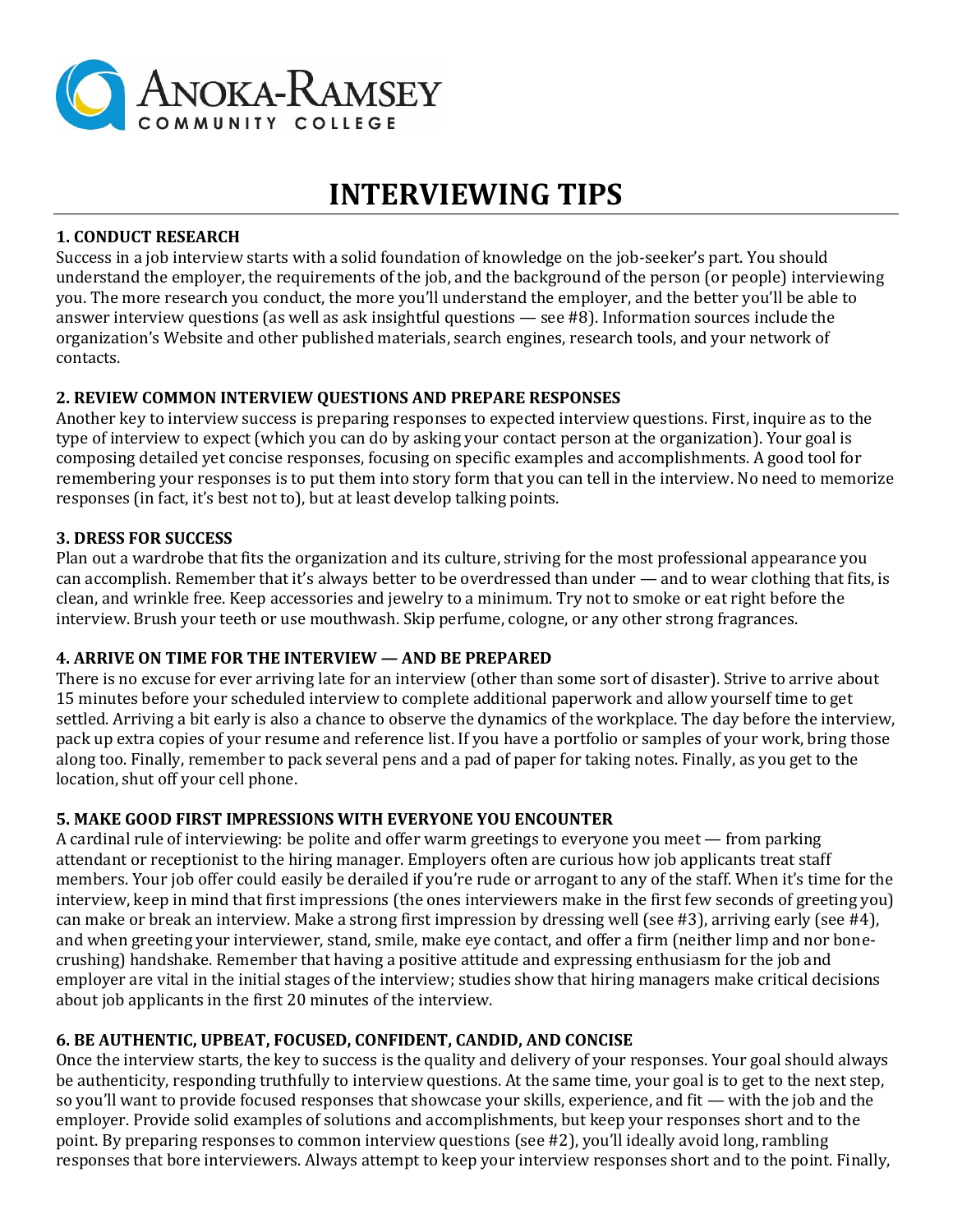ANOKA-RAMSEY COMMUNITY COLLEGE

# INTERVIEWING TIPS

**1. CONDUCT RESEARCH**

Success in a job interview starts with a solid foundation of knowledge on the job-seeker's part. You should understand the employer, the requirements of the job, and the background of the person (or people) interviewing you. The more research you conduct, the more you'll understand the employer, and the better you'll be able to answer interview questions (as well as ask insightful questions — see #8). Information sources include the organization's Website and other published materials, search engines, research tools, and your network of contacts.

**2. REVIEW COMMON INTERVIEW QUESTIONS AND PREPARE RESPONSES**

Another key to interview success is preparing responses to expected interview questions. First, inquire as to the type of interview to expect (which you can do by asking your contact person at the organization). Your goal is composing detailed yet concise responses, focusing on specific examples and accomplishments. A good tool for remembering your responses is to put them into story form that you can tell in the interview. No need to memorize responses (in fact, it's best not to), but at least develop talking points.

**3. DRESS FOR SUCCESS**

Plan out a wardrobe that fits the organization and its culture, striving for the most professional appearance you can accomplish. Remember that it's always better to be overdressed than under — and to wear clothing that fits, is clean, and wrinkle free. Keep accessories and jewelry to a minimum. Try not to smoke or eat right before the interview. Brush your teeth or use mouthwash. Skip perfume, cologne, or any other strong fragrances.

**4. ARRIVE ON TIME FOR THE INTERVIEW — AND BE PREPARED**

There is no excuse for ever arriving late for an interview (other than some sort of disaster). Strive to arrive about 15 minutes before your scheduled interview to complete additional paperwork and allow yourself time to get settled. Arriving a bit early is also a chance to observe the dynamics of the workplace. The day before the interview, pack up extra copies of your resume and reference list. If you have a portfolio or samples of your work, bring those along too. Finally, remember to pack several pens and a pad of paper for taking notes. Finally, as you get to the location, shut off your cell phone.

**5. MAKE GOOD FIRST IMPRESSIONS WITH EVERYONE YOU ENCOUNTER**

A cardinal rule of interviewing: be polite and offer warm greetings to everyone you meet — from parking attendant or receptionist to the hiring manager. Employers often are curious how job applicants treat staff members. Your job offer could easily be derailed if you're rude or arrogant to any of the staff. When it's time for the interview, keep in mind that first impressions (the ones interviewers make in the first few seconds of greeting you) can make or break an interview. Make a strong first impression by dressing well (see #3), arriving early (see #4), and when greeting your interviewer, stand, smile, make eye contact, and offer a firm (neither limp and nor bone-crushing) handshake. Remember that having a positive attitude and expressing enthusiasm for the job and employer are vital in the initial stages of the interview; studies show that hiring managers make critical decisions about job applicants in the first 20 minutes of the interview.

**6. BE AUTHENTIC, UPBEAT, FOCUSED, CONFIDENT, CANDID, AND CONCISE**

Once the interview starts, the key to success is the quality and delivery of your responses. Your goal should always be authenticity, responding truthfully to interview questions. At the same time, your goal is to get to the next step, so you'll want to provide focused responses that showcase your skills, experience, and fit — with the job and the employer. Provide solid examples of solutions and accomplishments, but keep your responses short and to the point. By preparing responses to common interview questions (see #2), you'll ideally avoid long, rambling responses that bore interviewers. Always attempt to keep your interview responses short and to the point. Finally,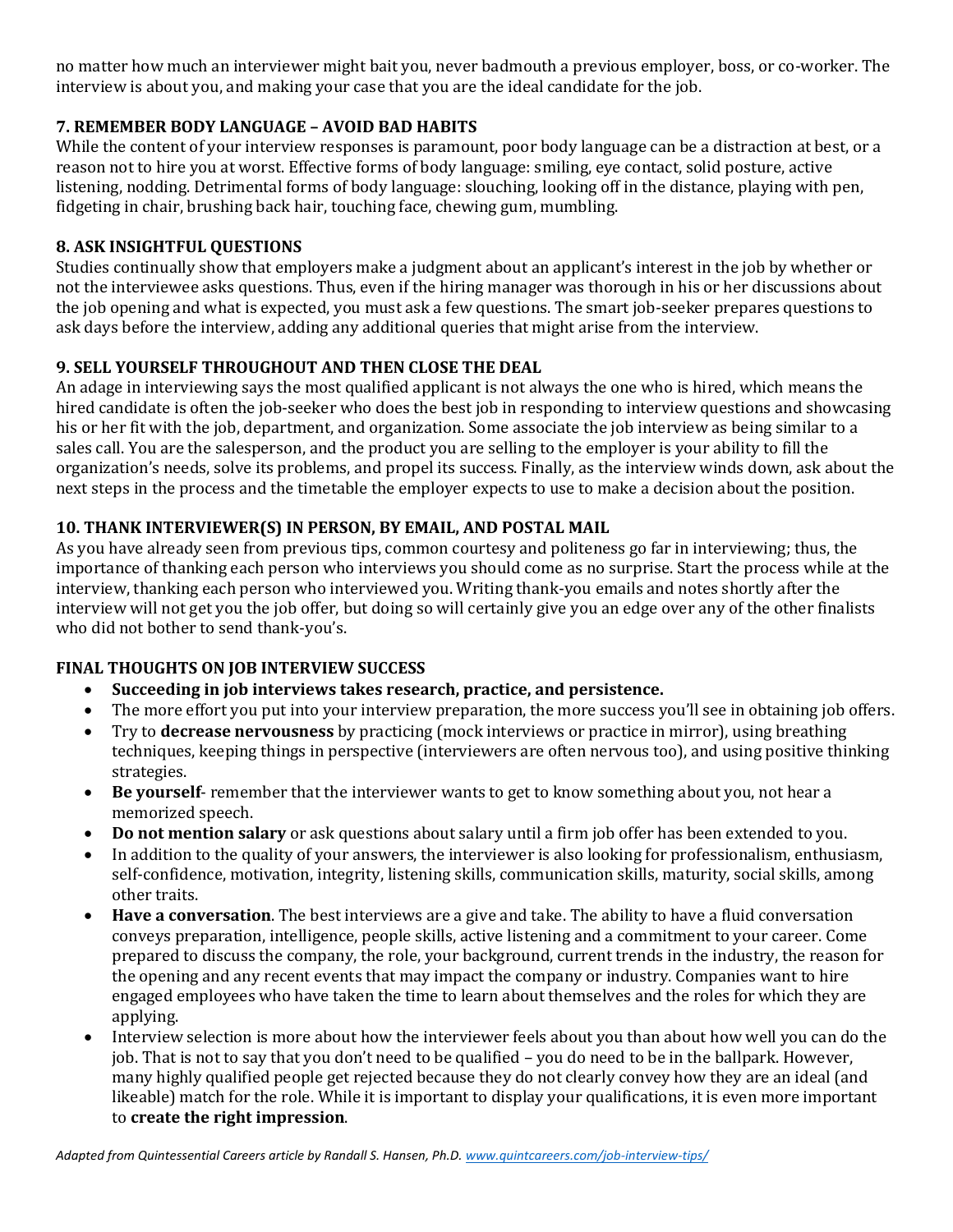no matter how much an interviewer might bait you, never badmouth a previous employer, boss, or co-worker. The interview is about you, and making your case that you are the ideal candidate for the job.

### 7. REMEMBER BODY LANGUAGE – AVOID BAD HABITS

While the content of your interview responses is paramount, poor body language can be a distraction at best, or a reason not to hire you at worst. Effective forms of body language: smiling, eye contact, solid posture, active listening, nodding. Detrimental forms of body language: slouching, looking off in the distance, playing with pen, fidgeting in chair, brushing back hair, touching face, chewing gum, mumbling.

### 8. ASK INSIGHTFUL QUESTIONS

Studies continually show that employers make a judgment about an applicant's interest in the job by whether or not the interviewee asks questions. Thus, even if the hiring manager was thorough in his or her discussions about the job opening and what is expected, you must ask a few questions. The smart job-seeker prepares questions to ask days before the interview, adding any additional queries that might arise from the interview.

### 9. SELL YOURSELF THROUGHOUT AND THEN CLOSE THE DEAL

An adage in interviewing says the most qualified applicant is not always the one who is hired, which means the hired candidate is often the job-seeker who does the best job in responding to interview questions and showcasing his or her fit with the job, department, and organization. Some associate the job interview as being similar to a sales call. You are the salesperson, and the product you are selling to the employer is your ability to fill the organization's needs, solve its problems, and propel its success. Finally, as the interview winds down, ask about the next steps in the process and the timetable the employer expects to use to make a decision about the position.

### 10. THANK INTERVIEWER(S) IN PERSON, BY EMAIL, AND POSTAL MAIL

As you have already seen from previous tips, common courtesy and politeness go far in interviewing; thus, the importance of thanking each person who interviews you should come as no surprise. Start the process while at the interview, thanking each person who interviewed you. Writing thank-you emails and notes shortly after the interview will not get you the job offer, but doing so will certainly give you an edge over any of the other finalists who did not bother to send thank-you's.

### FINAL THOUGHTS ON JOB INTERVIEW SUCCESS

- **Succeeding in job interviews takes research, practice, and persistence.**
- The more effort you put into your interview preparation, the more success you'll see in obtaining job offers.
- Try to **decrease nervousness** by practicing (mock interviews or practice in mirror), using breathing techniques, keeping things in perspective (interviewers are often nervous too), and using positive thinking strategies.
- **Be yourself**- remember that the interviewer wants to get to know something about you, not hear a memorized speech.
- **Do not mention salary** or ask questions about salary until a firm job offer has been extended to you.
- In addition to the quality of your answers, the interviewer is also looking for professionalism, enthusiasm, self-confidence, motivation, integrity, listening skills, communication skills, maturity, social skills, among other traits.
- **Have a conversation**. The best interviews are a give and take. The ability to have a fluid conversation conveys preparation, intelligence, people skills, active listening and a commitment to your career. Come prepared to discuss the company, the role, your background, current trends in the industry, the reason for the opening and any recent events that may impact the company or industry. Companies want to hire engaged employees who have taken the time to learn about themselves and the roles for which they are applying.
- Interview selection is more about how the interviewer feels about you than about how well you can do the job. That is not to say that you don't need to be qualified – you do need to be in the ballpark. However, many highly qualified people get rejected because they do not clearly convey how they are an ideal (and likeable) match for the role. While it is important to display your qualifications, it is even more important to **create the right impression**.

*Adapted from Quintessential Careers article by Randall S. Hansen, Ph.D. www.quintcareers.com/job-interview-tips/*